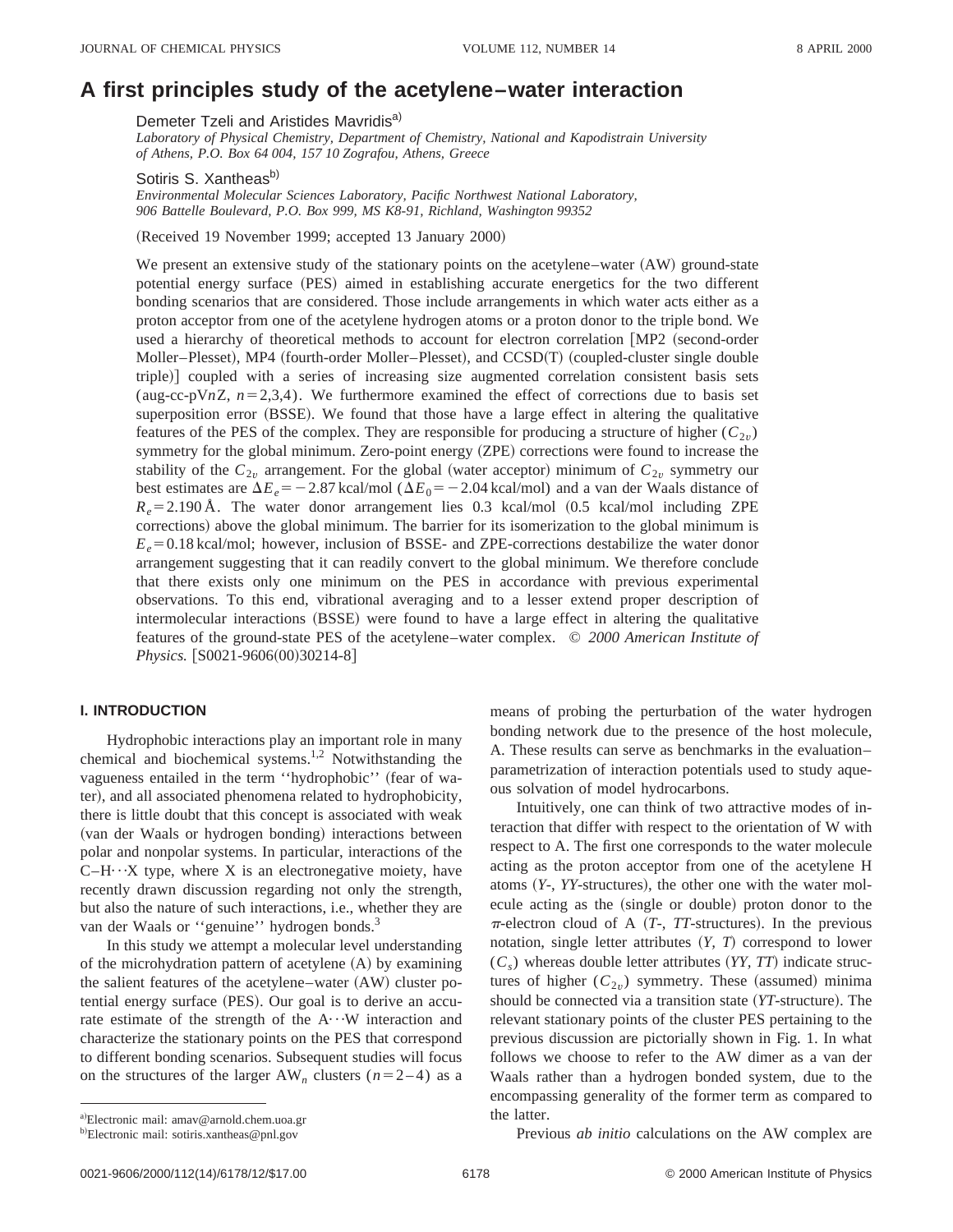# A first principles study of the acetylene–water interaction

Demeter Tzeli and Aristides Mavridis[a)]

*Laboratory of Physical Chemistry, Department of Chemistry, National and Kapodistrain University of Athens, P.O. Box 64 004, 157 10 Zografou, Athens, Greece*

Sotiris S. Xantheas[b)]

*Environmental Molecular Sciences Laboratory, Pacific Northwest National Laboratory, 906 Battelle Boulevard, P.O. Box 999, MS K8-91, Richland, Washington 99352*

(Received 19 November 1999; accepted 13 January 2000)

We present an extensive study of the stationary points on the acetylene–water (AW) ground-state potential energy surface (PES) aimed in establishing accurate energetics for the two different bonding scenarios that are considered. Those include arrangements in which water acts either as a proton acceptor from one of the acetylene hydrogen atoms or a proton donor to the triple bond. We used a hierarchy of theoretical methods to account for electron correlation [MP2 (second-order Moller–Plesset), MP4 (fourth-order Moller–Plesset), and CCSD(T) (coupled-cluster single double triple)] coupled with a series of increasing size augmented correlation consistent basis sets (aug-cc-pV$n$Z, $n$=2,3,4). We furthermore examined the effect of corrections due to basis set superposition error (BSSE). We found that those have a large effect in altering the qualitative features of the PES of the complex. They are responsible for producing a structure of higher ($C_{2v}$) symmetry for the global minimum. Zero-point energy (ZPE) corrections were found to increase the stability of the $C_{2v}$ arrangement. For the global (water acceptor) minimum of $C_{2v}$ symmetry our best estimates are $\Delta E_e = -2.87$ kcal/mol ($\Delta E_0 = -2.04$ kcal/mol) and a van der Waals distance of $R_e = 2.190$ Å. The water donor arrangement lies 0.3 kcal/mol (0.5 kcal/mol including ZPE corrections) above the global minimum. The barrier for its isomerization to the global minimum is $E_e = 0.18$ kcal/mol; however, inclusion of BSSE- and ZPE-corrections destabilize the water donor arrangement suggesting that it can readily convert to the global minimum. We therefore conclude that there exists only one minimum on the PES in accordance with previous experimental observations. To this end, vibrational averaging and to a lesser extend proper description of intermolecular interactions (BSSE) were found to have a large effect in altering the qualitative features of the ground-state PES of the acetylene–water complex. © *2000 American Institute of Physics.* [S0021-9606(00)30214-8]

## I. INTRODUCTION

Hydrophobic interactions play an important role in many chemical and biochemical systems.[1,2] Notwithstanding the vagueness entailed in the term ''hydrophobic'' (fear of water), and all associated phenomena related to hydrophobicity, there is little doubt that this concept is associated with weak (van der Waals or hydrogen bonding) interactions between polar and nonpolar systems. In particular, interactions of the C–H···X type, where X is an electronegative moiety, have recently drawn discussion regarding not only the strength, but also the nature of such interactions, i.e., whether they are van der Waals or ''genuine'' hydrogen bonds.[3]

In this study we attempt a molecular level understanding of the microhydration pattern of acetylene (A) by examining the salient features of the acetylene–water (AW) cluster potential energy surface (PES). Our goal is to derive an accurate estimate of the strength of the A···W interaction and characterize the stationary points on the PES that correspond to different bonding scenarios. Subsequent studies will focus on the structures of the larger AW$_n$ clusters ($n$=2–4) as a means of probing the perturbation of the water hydrogen bonding network due to the presence of the host molecule, A. These results can serve as benchmarks in the evaluation–parametrization of interaction potentials used to study aqueous solvation of model hydrocarbons.

Intuitively, one can think of two attractive modes of interaction that differ with respect to the orientation of W with respect to A. The first one corresponds to the water molecule acting as the proton acceptor from one of the acetylene H atoms (*Y*-, *YY*-structures), the other one with the water molecule acting as the (single or double) proton donor to the $\pi$-electron cloud of A (*T*-, *TT*-structures). In the previous notation, single letter attributes (*Y, T*) correspond to lower ($C_s$) whereas double letter attributes (*YY, TT*) indicate structures of higher ($C_{2v}$) symmetry. These (assumed) minima should be connected via a transition state (*YT*-structure). The relevant stationary points of the cluster PES pertaining to the previous discussion are pictorially shown in Fig. 1. In what follows we choose to refer to the AW dimer as a van der Waals rather than a hydrogen bonded system, due to the encompassing generality of the former term as compared to the latter.

Previous *ab initio* calculations on the AW complex are

---

a)Electronic mail: amav@arnold.chem.uoa.gr

b)Electronic mail: sotiris.xantheas@pnl.gov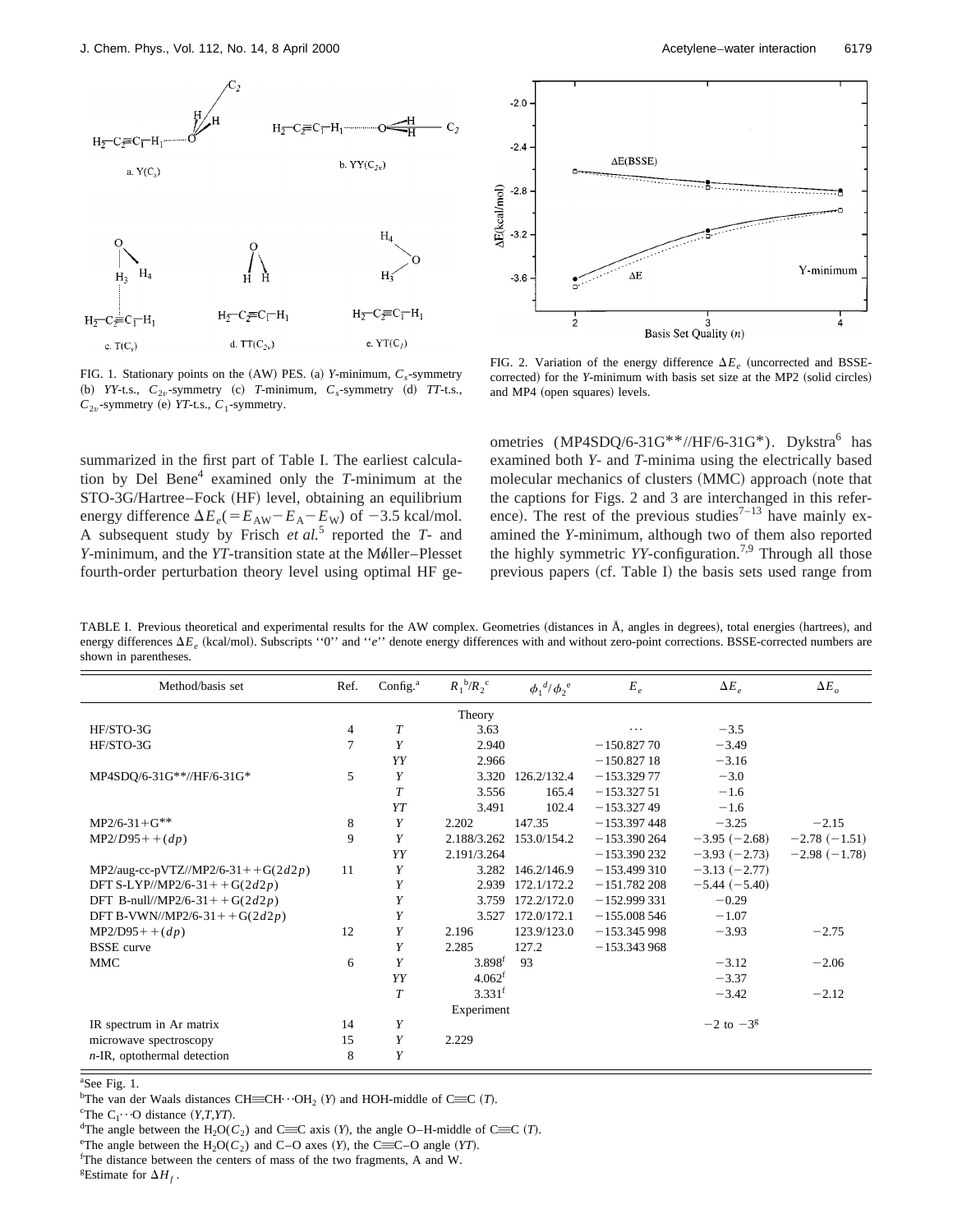FIG. 1. Stationary points on the (AW) PES. (a) *Y*-minimum, $C_s$-symmetry (b) *YY*-t.s., $C_{2v}$-symmetry (c) *T*-minimum, $C_s$-symmetry (d) *TT*-t.s., $C_{2v}$-symmetry (e) *YT*-t.s., $C_1$-symmetry.

FIG. 2. Variation of the energy difference $\Delta E_e$ (uncorrected and BSSE-corrected) for the *Y*-minimum with basis set size at the MP2 (solid circles) and MP4 (open squares) levels.

summarized in the first part of Table I. The earliest calculation by Del Bene[4] examined only the *T*-minimum at the STO-3G/Hartree–Fock (HF) level, obtaining an equilibrium energy difference $\Delta E_e(=E_{AW}-E_A-E_W)$ of −3.5 kcal/mol. A subsequent study by Frisch *et al.*[5] reported the *T*- and *Y*-minimum, and the *YT*-transition state at the Møller–Plesset fourth-order perturbation theory level using optimal HF geometries (MP4SDQ/6-31G**//HF/6-31G*). Dykstra[6] has examined both *Y*- and *T*-minima using the electrically based molecular mechanics of clusters (MMC) approach (note that the captions for Figs. 2 and 3 are interchanged in this reference). The rest of the previous studies[7–13] have mainly examined the *Y*-minimum, although two of them also reported the highly symmetric *YY*-configuration.[7,9] Through all those previous papers (cf. Table I) the basis sets used range from

TABLE I. Previous theoretical and experimental results for the AW complex. Geometries (distances in Å, angles in degrees), total energies (hartrees), and energy differences $\Delta E_e$ (kcal/mol). Subscripts "0" and "*e*" denote energy differences with and without zero-point corrections. BSSE-corrected numbers are shown in parentheses.

| Method/basis set | Ref. | Config.[a] | $R_1$[b]/$R_2$[c] | $\phi_1$[d]/$\phi_2$[e] | $E_e$ | $\Delta E_e$ | $\Delta E_o$ |
|---|---|---|---|---|---|---|---|
| | | | Theory | | | | |
| HF/STO-3G | 4 | *T* | 3.63 | | ⋯ | −3.5 | |
| HF/STO-3G | 7 | *Y* | 2.940 | | −150.827 70 | −3.49 | |
| | | *YY* | 2.966 | | −150.827 18 | −3.16 | |
| MP4SDQ/6-31G**//HF/6-31G* | 5 | *Y* | 3.320 | 126.2/132.4 | −153.329 77 | −3.0 | |
| | | *T* | 3.556 | 165.4 | −153.327 51 | −1.6 | |
| | | *YT* | 3.491 | 102.4 | −153.327 49 | −1.6 | |
| MP2/6-31+G** | 8 | *Y* | 2.202 | 147.35 | −153.397 448 | −3.25 | −2.15 |
| MP2/*D*95++(*dp*) | 9 | *Y* | 2.188/3.262 | 153.0/154.2 | −153.390 264 | −3.95 (−2.68) | −2.78 (−1.51) |
| | | *YY* | 2.191/3.264 | | −153.390 232 | −3.93 (−2.73) | −2.98 (−1.78) |
| MP2/aug-cc-pVTZ//MP2/6-31++G(2*d*2*p*) | 11 | *Y* | 3.282 | 146.2/146.9 | −153.499 310 | −3.13 (−2.77) | |
| DFT S-LYP//MP2/6-31++G(2*d*2*p*) | | *Y* | 2.939 | 172.1/172.2 | −151.782 208 | −5.44 (−5.40) | |
| DFT B-null//MP2/6-31++G(2*d*2*p*) | | *Y* | 3.759 | 172.2/172.0 | −152.999 331 | −0.29 | |
| DFT B-VWN//MP2/6-31++G(2*d*2*p*) | | *Y* | 3.527 | 172.0/172.1 | −155.008 546 | −1.07 | |
| MP2/D95++(*dp*) | 12 | *Y* | 2.196 | 123.9/123.0 | −153.345 998 | −3.93 | −2.75 |
| BSSE curve | | *Y* | 2.285 | 127.2 | −153.343 968 | | |
| MMC | 6 | *Y* | 3.898[f] | 93 | | −3.12 | −2.06 |
| | | *YY* | 4.062[f] | | | −3.37 | |
| | | *T* | 3.331[f] | | | −3.42 | −2.12 |
| | | | Experiment | | | | |
| IR spectrum in Ar matrix | 14 | *Y* | | | | −2 to −3[g] | |
| microwave spectroscopy | 15 | *Y* | 2.229 | | | | |
| *n*-IR, optothermal detection | 8 | *Y* | | | | | |

[a]See Fig. 1.
[b]The van der Waals distances CH≡CH⋯$OH_2$ (*Y*) and HOH-middle of C≡C (*T*).
[c]The $C_1$⋯O distance (*Y,T,YT*).
[d]The angle between the $H_2O(C_2)$ and C≡C axis (*Y*), the angle O–H-middle of C≡C (*T*).
[e]The angle between the $H_2O(C_2)$ and C–O axes (*Y*), the C≡C–O angle (*YT*).
[f]The distance between the centers of mass of the two fragments, A and W.
[g]Estimate for $\Delta H_f$.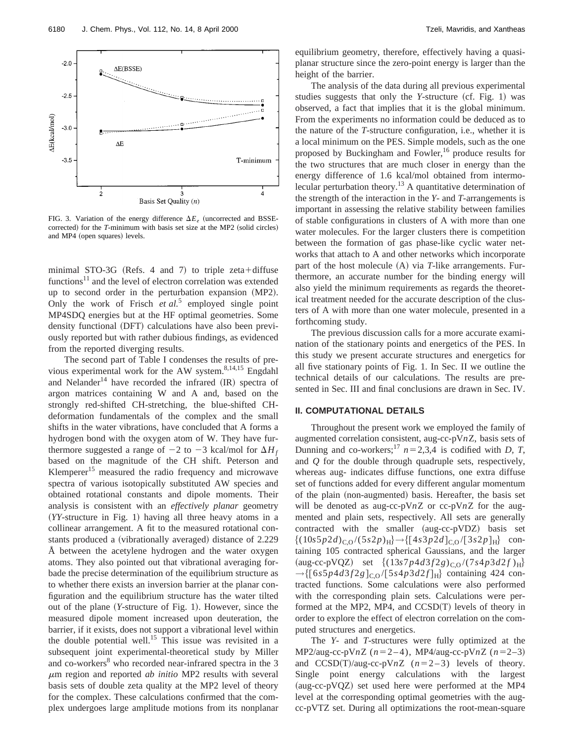FIG. 3. Variation of the energy difference $\Delta E_e$ (uncorrected and BSSE-corrected) for the *T*-minimum with basis set size at the MP2 (solid circles) and MP4 (open squares) levels.

minimal STO-3G (Refs. 4 and 7) to triple zeta+diffuse functions[11] and the level of electron correlation was extended up to second order in the perturbation expansion (MP2). Only the work of Frisch *et al.*[5] employed single point MP4SDQ energies but at the HF optimal geometries. Some density functional (DFT) calculations have also been previously reported but with rather dubious findings, as evidenced from the reported diverging results.

The second part of Table I condenses the results of previous experimental work for the AW system.[8,14,15] Engdahl and Nelander[14] have recorded the infrared (IR) spectra of argon matrices containing W and A and, based on the strongly red-shifted CH-stretching, the blue-shifted CH-deformation fundamentals of the complex and the small shifts in the water vibrations, have concluded that A forms a hydrogen bond with the oxygen atom of W. They have furthermore suggested a range of −2 to −3 kcal/mol for $\Delta H_f$ based on the magnitude of the CH shift. Peterson and Klemperer[15] measured the radio frequency and microwave spectra of various isotopically substituted AW species and obtained rotational constants and dipole moments. Their analysis is consistent with an *effectively planar* geometry (*YY*-structure in Fig. 1) having all three heavy atoms in a collinear arrangement. A fit to the measured rotational constants produced a (vibrationally averaged) distance of 2.229 Å between the acetylene hydrogen and the water oxygen atoms. They also pointed out that vibrational averaging forbade the precise determination of the equilibrium structure as to whether there exists an inversion barrier at the planar configuration and the equilibrium structure has the water tilted out of the plane (*Y*-structure of Fig. 1). However, since the measured dipole moment increased upon deuteration, the barrier, if it exists, does not support a vibrational level within the double potential well.[15] This issue was revisited in a subsequent joint experimental-theoretical study by Miller and co-workers[8] who recorded near-infrared spectra in the 3 μm region and reported *ab initio* MP2 results with several basis sets of double zeta quality at the MP2 level of theory for the complex. These calculations confirmed that the complex undergoes large amplitude motions from its nonplanar equilibrium geometry, therefore, effectively having a quasi-planar structure since the zero-point energy is larger than the height of the barrier.

The analysis of the data during all previous experimental studies suggests that only the *Y*-structure (cf. Fig. 1) was observed, a fact that implies that it is the global minimum. From the experiments no information could be deduced as to the nature of the *T*-structure configuration, i.e., whether it is a local minimum on the PES. Simple models, such as the one proposed by Buckingham and Fowler,[16] produce results for the two structures that are much closer in energy than the energy difference of 1.6 kcal/mol obtained from intermolecular perturbation theory.[13] A quantitative determination of the strength of the interaction in the *Y*- and *T*-arrangements is important in assessing the relative stability between families of stable configurations in clusters of A with more than one water molecules. For the larger clusters there is competition between the formation of gas phase-like cyclic water networks that attach to A and other networks which incorporate part of the host molecule (A) via *T*-like arrangements. Furthermore, an accurate number for the binding energy will also yield the minimum requirements as regards the theoretical treatment needed for the accurate description of the clusters of A with more than one water molecule, presented in a forthcoming study.

The previous discussion calls for a more accurate examination of the stationary points and energetics of the PES. In this study we present accurate structures and energetics for all five stationary points of Fig. 1. In Sec. II we outline the technical details of our calculations. The results are presented in Sec. III and final conclusions are drawn in Sec. IV.

## II. COMPUTATIONAL DETAILS

Throughout the present work we employed the family of augmented correlation consistent, aug-cc-pV$n$Z, basis sets of Dunning and co-workers;[17] $n=2,3,4$ is codified with *D*, *T*, and *Q* for the double through quadruple sets, respectively, whereas aug- indicates diffuse functions, one extra diffuse set of functions added for every different angular momentum of the plain (non-augmented) basis. Hereafter, the basis set will be denoted as aug-cc-pV$n$Z or cc-pV$n$Z for the augmented and plain sets, respectively. All sets are generally contracted with the smaller (aug-cc-pVDZ) basis set $\{(10s5p2d)_{\mathrm{C,O}}/(5s2p)_{\mathrm{H}}\}\rightarrow\{[4s3p2d]_{\mathrm{C,O}}/[3s2p]_{\mathrm{H}}\}$ containing 105 contracted spherical Gaussians, and the larger (aug-cc-pVQZ) set $\{(13s7p4d3f2g)_{\mathrm{C,O}}/(7s4p3d2f)_{\mathrm{H}}\}$ $\rightarrow\{[6s5p4d3f2g]_{\mathrm{C,O}}/[5s4p3d2f]_{\mathrm{H}}\}$ containing 424 contracted functions. Some calculations were also performed with the corresponding plain sets. Calculations were performed at the MP2, MP4, and CCSD(T) levels of theory in order to explore the effect of electron correlation on the computed structures and energetics.

The *Y*- and *T*-structures were fully optimized at the MP2/aug-cc-pV$n$Z ($n=2$–4), MP4/aug-cc-pV$n$Z ($n=2$–3) and CCSD(T)/aug-cc-pV$n$Z ($n=2$–3) levels of theory. Single point energy calculations with the largest (aug-cc-pVQZ) set used here were performed at the MP4 level at the corresponding optimal geometries with the aug-cc-pVTZ set. During all optimizations the root-mean-square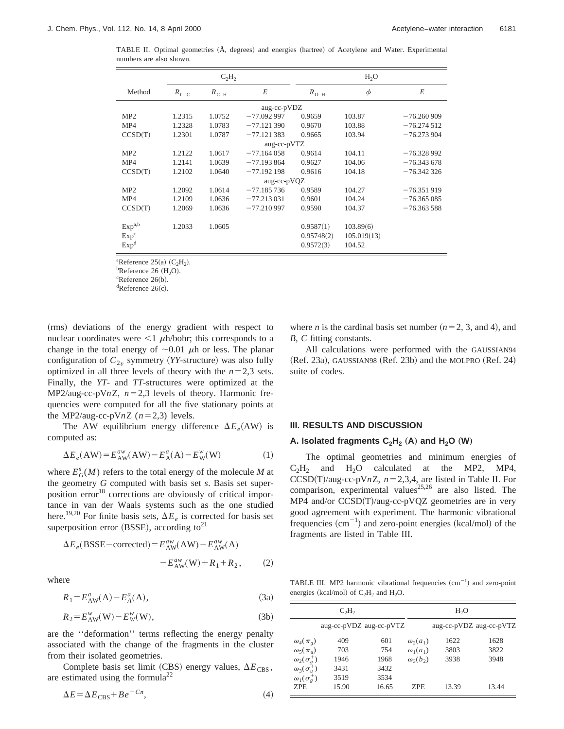TABLE II. Optimal geometries (Å, degrees) and energies (hartree) of Acetylene and Water. Experimental numbers are also shown.

| Method | $C_2H_2$ | | | $H_2O$ | | |
|---|---|---|---|---|---|---|
| | $R_{C-C}$ | $R_{C-H}$ | $E$ | $R_{O-H}$ | $\phi$ | $E$ |
| | | | aug-cc-pVDZ | | | |
| MP2 | 1.2315 | 1.0752 | −77.092 997 | 0.9659 | 103.87 | −76.260 909 |
| MP4 | 1.2328 | 1.0783 | −77.121 390 | 0.9670 | 103.88 | −76.274 512 |
| CCSD(T) | 1.2301 | 1.0787 | −77.121 383 | 0.9665 | 103.94 | −76.273 904 |
| | | | aug-cc-pVTZ | | | |
| MP2 | 1.2122 | 1.0617 | −77.164 058 | 0.9614 | 104.11 | −76.328 992 |
| MP4 | 1.2141 | 1.0639 | −77.193 864 | 0.9627 | 104.06 | −76.343 678 |
| CCSD(T) | 1.2102 | 1.0640 | −77.192 198 | 0.9616 | 104.18 | −76.342 326 |
| | | | aug-cc-pVQZ | | | |
| MP2 | 1.2092 | 1.0614 | −77.185 736 | 0.9589 | 104.27 | −76.351 919 |
| MP4 | 1.2109 | 1.0636 | −77.213 031 | 0.9601 | 104.24 | −76.365 085 |
| CCSD(T) | 1.2069 | 1.0636 | −77.210 997 | 0.9590 | 104.37 | −76.363 588 |
| Exp[a,b] | 1.2033 | 1.0605 | | 0.9587(1) | 103.89(6) | |
| Exp[c] | | | | 0.95748(2) | 105.019(13) | |
| Exp[d] | | | | 0.9572(3) | 104.52 | |

[a]Reference 25(a) ($C_2H_2$).
[b]Reference 26 ($H_2O$).
[c]Reference 26(b).
[d]Reference 26(c).

(rms) deviations of the energy gradient with respect to nuclear coordinates were <1 μh/bohr; this corresponds to a change in the total energy of ~0.01 μh or less. The planar configuration of $C_{2v}$ symmetry (*YY*-structure) was also fully optimized in all three levels of theory with the $n=2,3$ sets. Finally, the *YT*- and *TT*-structures were optimized at the MP2/aug-cc-pV*n*Z, $n=2,3$ levels of theory. Harmonic frequencies were computed for all the five stationary points at the MP2/aug-cc-pV*n*Z ($n=2,3$) levels.

The AW equilibrium energy difference $\Delta E_e(\mathrm{AW})$ is computed as:

$$\Delta E_e(\mathrm{AW}) = E^{aw}_{\mathrm{AW}}(\mathrm{AW}) - E^{a}_{\mathrm{A}}(\mathrm{A}) - E^{w}_{\mathrm{W}}(\mathrm{W}) \tag{1}$$

where $E^s_G(M)$ refers to the total energy of the molecule $M$ at the geometry $G$ computed with basis set $s$. Basis set superposition error[18] corrections are obviously of critical importance in van der Waals systems such as the one studied here.[19,20] For finite basis sets, $\Delta E_e$ is corrected for basis set superposition error (BSSE), according to[21]

$$\Delta E_e(\mathrm{BSSE-corrected}) = E^{aw}_{\mathrm{AW}}(\mathrm{AW}) - E^{aw}_{\mathrm{AW}}(\mathrm{A}) - E^{aw}_{\mathrm{AW}}(\mathrm{W}) + R_1 + R_2, \tag{2}$$

where

$$R_1 = E^{a}_{\mathrm{AW}}(\mathrm{A}) - E^{a}_{A}(\mathrm{A}), \tag{3a}$$

$$R_2 = E^{w}_{\mathrm{AW}}(\mathrm{W}) - E^{w}_{W}(\mathrm{W}), \tag{3b}$$

are the "deformation" terms reflecting the energy penalty associated with the change of the fragments in the cluster from their isolated geometries.

Complete basis set limit (CBS) energy values, $\Delta E_{\mathrm{CBS}}$, are estimated using the formula[22]

$$\Delta E = \Delta E_{\mathrm{CBS}} + B e^{-Cn}, \tag{4}$$

where $n$ is the cardinal basis set number ($n=2$, 3, and 4), and $B$, $C$ fitting constants.

All calculations were performed with the GAUSSIAN94 (Ref. 23a), GAUSSIAN98 (Ref. 23b) and the MOLPRO (Ref. 24) suite of codes.

## III. RESULTS AND DISCUSSION

### A. Isolated fragments $C_2H_2$ (A) and $H_2O$ (W)

The optimal geometries and minimum energies of $C_2H_2$ and $H_2O$ calculated at the MP2, MP4, CCSD(T)/aug-cc-pV*n*Z, $n=2,3,4$, are listed in Table II. For comparison, experimental values[25,26] are also listed. The MP4 and/or CCSD(T)/aug-cc-pVQZ geometries are in very good agreement with experiment. The harmonic vibrational frequencies ($\mathrm{cm}^{-1}$) and zero-point energies (kcal/mol) of the fragments are listed in Table III.

TABLE III. MP2 harmonic vibrational frequencies ($\mathrm{cm}^{-1}$) and zero-point energies (kcal/mol) of $C_2H_2$ and $H_2O$.

| $C_2H_2$ | | | $H_2O$ | | |
|---|---|---|---|---|---|
| | aug-cc-pVDZ | aug-cc-pVTZ | | aug-cc-pVDZ | aug-cc-pVTZ |
| $\omega_4(\pi_g)$ | 409 | 601 | $\omega_2(a_1)$ | 1622 | 1628 |
| $\omega_5(\pi_u)$ | 703 | 754 | $\omega_1(a_1)$ | 3803 | 3822 |
| $\omega_2(\sigma_g^+)$ | 1946 | 1968 | $\omega_3(b_2)$ | 3938 | 3948 |
| $\omega_3(\sigma_u^+)$ | 3431 | 3432 | | | |
| $\omega_1(\sigma_g^+)$ | 3519 | 3534 | | | |
| ZPE | 15.90 | 16.65 | ZPE | 13.39 | 13.44 |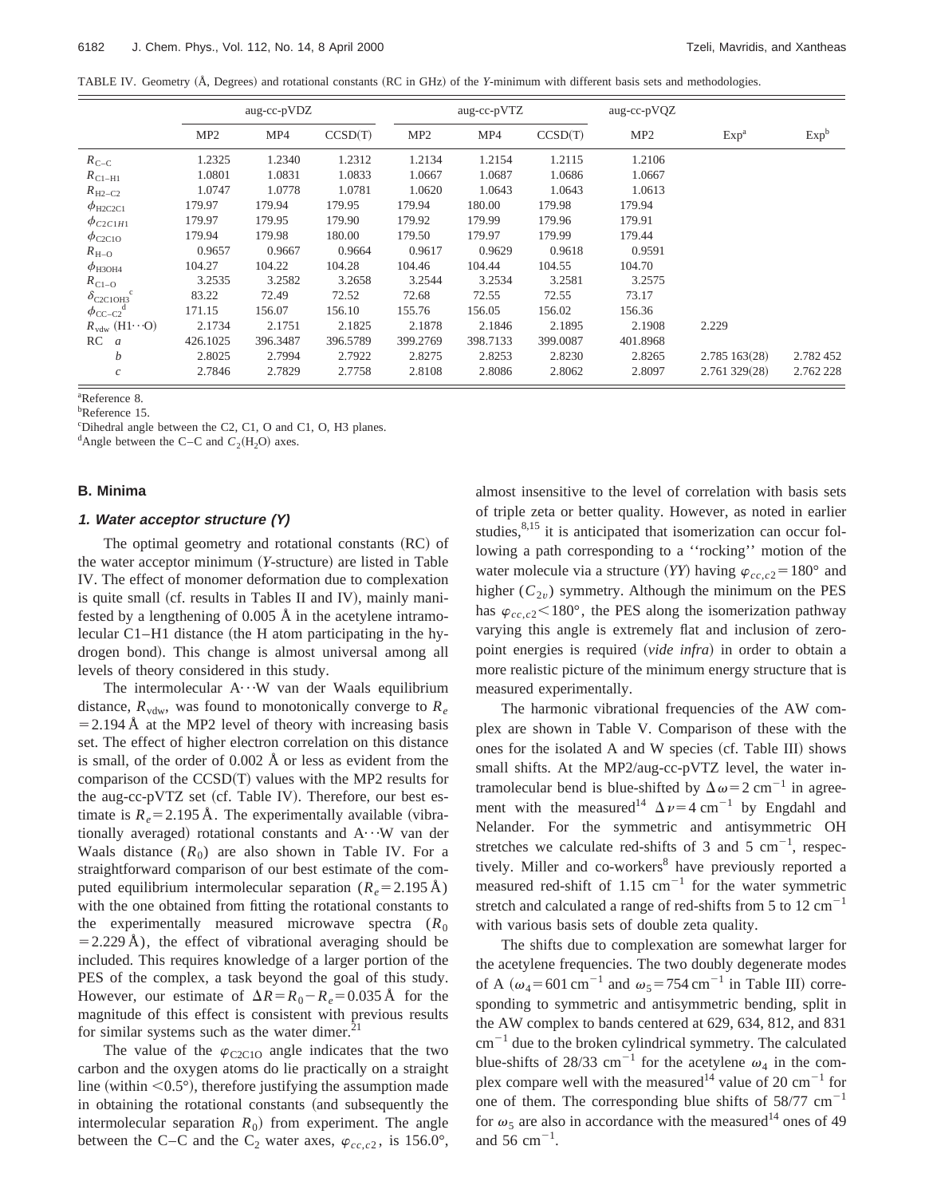TABLE IV. Geometry (Å, Degrees) and rotational constants (RC in GHz) of the *Y*-minimum with different basis sets and methodologies.

| | aug-cc-pVDZ | | | aug-cc-pVTZ | | | aug-cc-pVQZ | | |
|---|---|---|---|---|---|---|---|---|---|
| | MP2 | MP4 | CCSD(T) | MP2 | MP4 | CCSD(T) | MP2 | Exp[a] | Exp[b] |
| $R_{C-C}$ | 1.2325 | 1.2340 | 1.2312 | 1.2134 | 1.2154 | 1.2115 | 1.2106 | | |
| $R_{C1-H1}$ | 1.0801 | 1.0831 | 1.0833 | 1.0667 | 1.0687 | 1.0686 | 1.0667 | | |
| $R_{H2-C2}$ | 1.0747 | 1.0778 | 1.0781 | 1.0620 | 1.0643 | 1.0643 | 1.0613 | | |
| $\phi_{H2C2C1}$ | 179.97 | 179.94 | 179.95 | 179.94 | 180.00 | 179.98 | 179.94 | | |
| $\phi_{C2C1H1}$ | 179.97 | 179.95 | 179.90 | 179.92 | 179.99 | 179.96 | 179.91 | | |
| $\phi_{C2C1O}$ | 179.94 | 179.98 | 180.00 | 179.50 | 179.97 | 179.99 | 179.44 | | |
| $R_{H-O}$ | 0.9657 | 0.9667 | 0.9664 | 0.9617 | 0.9629 | 0.9618 | 0.9591 | | |
| $\phi_{H3OH4}$ | 104.27 | 104.22 | 104.28 | 104.46 | 104.44 | 104.55 | 104.70 | | |
| $R_{C1-O}$ | 3.2535 | 3.2582 | 3.2658 | 3.2544 | 3.2534 | 3.2581 | 3.2575 | | |
| $\delta_{C2C1OH3}$[c] | 83.22 | 72.49 | 72.52 | 72.68 | 72.55 | 72.55 | 73.17 | | |
| $\phi_{CC-C2}$[d] | 171.15 | 156.07 | 156.10 | 155.76 | 156.05 | 156.02 | 156.36 | | |
| $R_{vdw}$ (H1···O) | 2.1734 | 2.1751 | 2.1825 | 2.1878 | 2.1846 | 2.1895 | 2.1908 | 2.229 | |
| RC *a* | 426.1025 | 396.3487 | 396.5789 | 399.2769 | 398.7133 | 399.0087 | 401.8968 | | |
| *b* | 2.8025 | 2.7994 | 2.7922 | 2.8275 | 2.8253 | 2.8230 | 2.8265 | 2.785 163(28) | 2.782 452 |
| *c* | 2.7846 | 2.7829 | 2.7758 | 2.8108 | 2.8086 | 2.8062 | 2.8097 | 2.761 329(28) | 2.762 228 |

[a]Reference 8.
[b]Reference 15.
[c]Dihedral angle between the C2, C1, O and C1, O, H3 planes.
[d]Angle between the C–C and $C_2(H_2O)$ axes.

## B. Minima

### 1. Water acceptor structure (Y)

The optimal geometry and rotational constants (RC) of the water acceptor minimum (*Y*-structure) are listed in Table IV. The effect of monomer deformation due to complexation is quite small (cf. results in Tables II and IV), mainly manifested by a lengthening of 0.005 Å in the acetylene intramolecular C1–H1 distance (the H atom participating in the hydrogen bond). This change is almost universal among all levels of theory considered in this study.

The intermolecular A···W van der Waals equilibrium distance, $R_{vdw}$, was found to monotonically converge to $R_e = 2.194$ Å at the MP2 level of theory with increasing basis set. The effect of higher electron correlation on this distance is small, of the order of 0.002 Å or less as evident from the comparison of the CCSD(T) values with the MP2 results for the aug-cc-pVTZ set (cf. Table IV). Therefore, our best estimate is $R_e = 2.195$ Å. The experimentally available (vibrationally averaged) rotational constants and A···W van der Waals distance ($R_0$) are also shown in Table IV. For a straightforward comparison of our best estimate of the computed equilibrium intermolecular separation ($R_e = 2.195$ Å) with the one obtained from fitting the rotational constants to the experimentally measured microwave spectra ($R_0 = 2.229$ Å), the effect of vibrational averaging should be included. This requires knowledge of a larger portion of the PES of the complex, a task beyond the goal of this study. However, our estimate of $\Delta R = R_0 - R_e = 0.035$ Å for the magnitude of this effect is consistent with previous results for similar systems such as the water dimer.[21]

The value of the $\varphi_{C2C1O}$ angle indicates that the two carbon and the oxygen atoms do lie practically on a straight line (within <0.5°), therefore justifying the assumption made in obtaining the rotational constants (and subsequently the intermolecular separation $R_0$) from experiment. The angle between the C–C and the $C_2$ water axes, $\varphi_{cc,c2}$, is 156.0°, almost insensitive to the level of correlation with basis sets of triple zeta or better quality. However, as noted in earlier studies,[8,15] it is anticipated that isomerization can occur following a path corresponding to a ''rocking'' motion of the water molecule via a structure (*YY*) having $\varphi_{cc,c2} = 180°$ and higher ($C_{2v}$) symmetry. Although the minimum on the PES has $\varphi_{cc,c2} < 180°$, the PES along the isomerization pathway varying this angle is extremely flat and inclusion of zero-point energies is required (*vide infra*) in order to obtain a more realistic picture of the minimum energy structure that is measured experimentally.

The harmonic vibrational frequencies of the AW complex are shown in Table V. Comparison of these with the ones for the isolated A and W species (cf. Table III) shows small shifts. At the MP2/aug-cc-pVTZ level, the water intramolecular bend is blue-shifted by $\Delta\omega = 2$ cm$^{-1}$ in agreement with the measured[14] $\Delta\nu = 4$ cm$^{-1}$ by Engdahl and Nelander. For the symmetric and antisymmetric OH stretches we calculate red-shifts of 3 and 5 cm$^{-1}$, respectively. Miller and co-workers[8] have previously reported a measured red-shift of 1.15 cm$^{-1}$ for the water symmetric stretch and calculated a range of red-shifts from 5 to 12 cm$^{-1}$ with various basis sets of double zeta quality.

The shifts due to complexation are somewhat larger for the acetylene frequencies. The two doubly degenerate modes of A ($\omega_4 = 601$ cm$^{-1}$ and $\omega_5 = 754$ cm$^{-1}$ in Table III) corresponding to symmetric and antisymmetric bending, split in the AW complex to bands centered at 629, 634, 812, and 831 cm$^{-1}$ due to the broken cylindrical symmetry. The calculated blue-shifts of 28/33 cm$^{-1}$ for the acetylene $\omega_4$ in the complex compare well with the measured[14] value of 20 cm$^{-1}$ for one of them. The corresponding blue shifts of 58/77 cm$^{-1}$ for $\omega_5$ are also in accordance with the measured[14] ones of 49 and 56 cm$^{-1}$.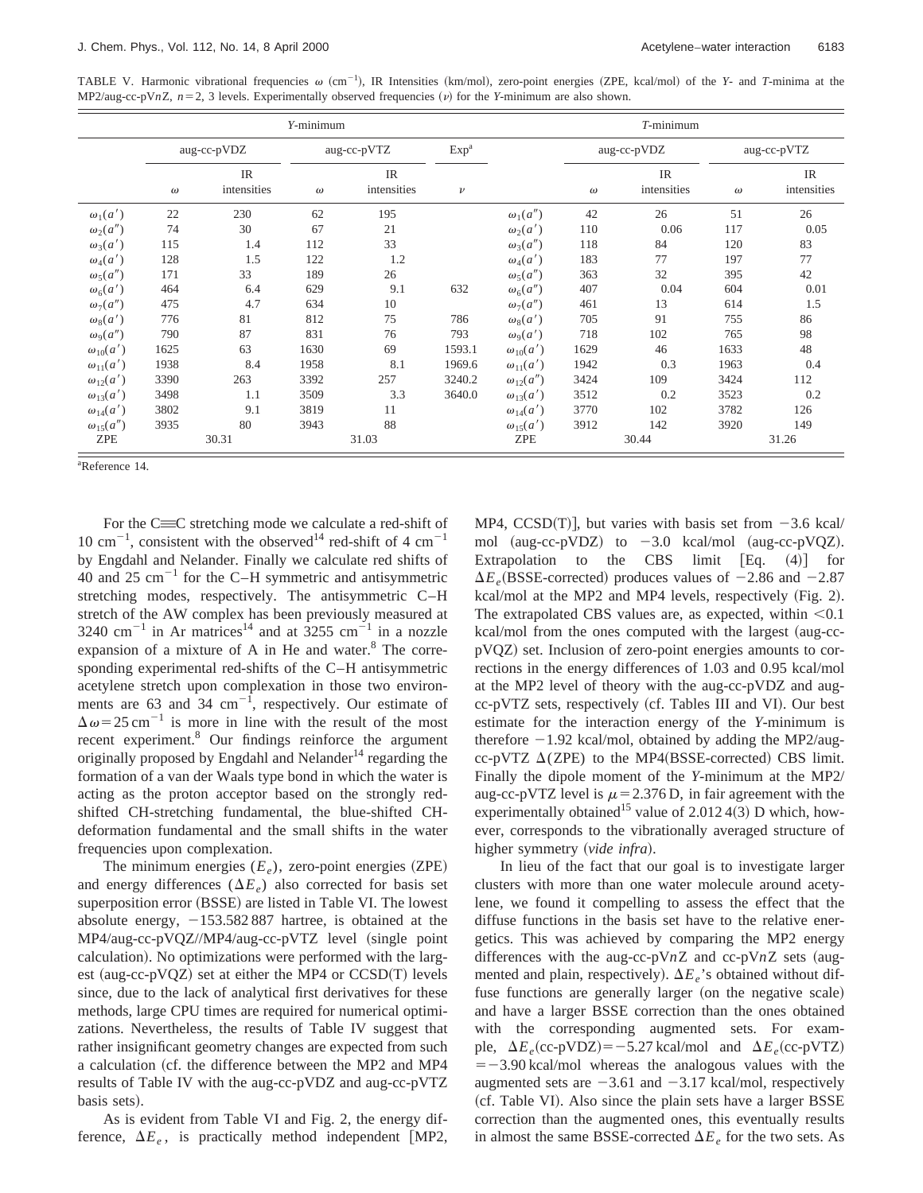TABLE V. Harmonic vibrational frequencies $\omega$ ($cm^{-1}$), IR Intensities (km/mol), zero-point energies (ZPE, kcal/mol) of the *Y*- and *T*-minima at the MP2/aug-cc-pV*n*Z, $n=2$, 3 levels. Experimentally observed frequencies ($\nu$) for the *Y*-minimum are also shown.

| | *Y*-minimum | | | | | *T*-minimum | | | | |
|---|---|---|---|---|---|---|---|---|---|---|
| | aug-cc-pVDZ | | aug-cc-pVTZ | | Exp[a] | | aug-cc-pVDZ | | aug-cc-pVTZ | |
| | $\omega$ | IR intensities | $\omega$ | IR intensities | $\nu$ | | $\omega$ | IR intensities | $\omega$ | IR intensities |
| $\omega_1(a')$ | 22 | 230 | 62 | 195 | | $\omega_1(a'')$ | 42 | 26 | 51 | 26 |
| $\omega_2(a'')$ | 74 | 30 | 67 | 21 | | $\omega_2(a')$ | 110 | 0.06 | 117 | 0.05 |
| $\omega_3(a')$ | 115 | 1.4 | 112 | 33 | | $\omega_3(a'')$ | 118 | 84 | 120 | 83 |
| $\omega_4(a')$ | 128 | 1.5 | 122 | 1.2 | | $\omega_4(a')$ | 183 | 77 | 197 | 77 |
| $\omega_5(a'')$ | 171 | 33 | 189 | 26 | | $\omega_5(a'')$ | 363 | 32 | 395 | 42 |
| $\omega_6(a')$ | 464 | 6.4 | 629 | 9.1 | 632 | $\omega_6(a'')$ | 407 | 0.04 | 604 | 0.01 |
| $\omega_7(a'')$ | 475 | 4.7 | 634 | 10 | | $\omega_7(a'')$ | 461 | 13 | 614 | 1.5 |
| $\omega_8(a')$ | 776 | 81 | 812 | 75 | 786 | $\omega_8(a')$ | 705 | 91 | 755 | 86 |
| $\omega_9(a'')$ | 790 | 87 | 831 | 76 | 793 | $\omega_9(a')$ | 718 | 102 | 765 | 98 |
| $\omega_{10}(a')$ | 1625 | 63 | 1630 | 69 | 1593.1 | $\omega_{10}(a')$ | 1629 | 46 | 1633 | 48 |
| $\omega_{11}(a')$ | 1938 | 8.4 | 1958 | 8.1 | 1969.6 | $\omega_{11}(a')$ | 1942 | 0.3 | 1963 | 0.4 |
| $\omega_{12}(a')$ | 3390 | 263 | 3392 | 257 | 3240.2 | $\omega_{12}(a'')$ | 3424 | 109 | 3424 | 112 |
| $\omega_{13}(a')$ | 3498 | 1.1 | 3509 | 3.3 | 3640.0 | $\omega_{13}(a')$ | 3512 | 0.2 | 3523 | 0.2 |
| $\omega_{14}(a')$ | 3802 | 9.1 | 3819 | 11 | | $\omega_{14}(a')$ | 3770 | 102 | 3782 | 126 |
| $\omega_{15}(a'')$ | 3935 | 80 | 3943 | 88 | | $\omega_{15}(a')$ | 3912 | 142 | 3920 | 149 |
| ZPE | 30.31 | | 31.03 | | | ZPE | 30.44 | | 31.26 | |

[a]Reference 14.

For the C≡C stretching mode we calculate a red-shift of 10 $cm^{-1}$, consistent with the observed[14] red-shift of 4 $cm^{-1}$ by Engdahl and Nelander. Finally we calculate red shifts of 40 and 25 $cm^{-1}$ for the C–H symmetric and antisymmetric stretching modes, respectively. The antisymmetric C–H stretch of the AW complex has been previously measured at 3240 $cm^{-1}$ in Ar matrices[14] and at 3255 $cm^{-1}$ in a nozzle expansion of a mixture of A in He and water.[8] The corresponding experimental red-shifts of the C–H antisymmetric acetylene stretch upon complexation in those two environments are 63 and 34 $cm^{-1}$, respectively. Our estimate of $\Delta\omega = 25\,cm^{-1}$ is more in line with the result of the most recent experiment.[8] Our findings reinforce the argument originally proposed by Engdahl and Nelander[14] regarding the formation of a van der Waals type bond in which the water is acting as the proton acceptor based on the strongly red-shifted CH-stretching fundamental, the blue-shifted CH-deformation fundamental and the small shifts in the water frequencies upon complexation.

The minimum energies ($E_e$), zero-point energies (ZPE) and energy differences ($\Delta E_e$) also corrected for basis set superposition error (BSSE) are listed in Table VI. The lowest absolute energy, −153.582 887 hartree, is obtained at the MP4/aug-cc-pVQZ//MP4/aug-cc-pVTZ level (single point calculation). No optimizations were performed with the largest (aug-cc-pVQZ) set at either the MP4 or CCSD(T) levels since, due to the lack of analytical first derivatives for these methods, large CPU times are required for numerical optimizations. Nevertheless, the results of Table IV suggest that rather insignificant geometry changes are expected from such a calculation (cf. the difference between the MP2 and MP4 results of Table IV with the aug-cc-pVDZ and aug-cc-pVTZ basis sets).

As is evident from Table VI and Fig. 2, the energy difference, $\Delta E_e$, is practically method independent [MP2, MP4, CCSD(T)], but varies with basis set from −3.6 kcal/mol (aug-cc-pVDZ) to −3.0 kcal/mol (aug-cc-pVQZ). Extrapolation to the CBS limit [Eq. (4)] for $\Delta E_e$(BSSE-corrected) produces values of −2.86 and −2.87 kcal/mol at the MP2 and MP4 levels, respectively (Fig. 2). The extrapolated CBS values are, as expected, within <0.1 kcal/mol from the ones computed with the largest (aug-cc-pVQZ) set. Inclusion of zero-point energies amounts to corrections in the energy differences of 1.03 and 0.95 kcal/mol at the MP2 level of theory with the aug-cc-pVDZ and aug-cc-pVTZ sets, respectively (cf. Tables III and VI). Our best estimate for the interaction energy of the *Y*-minimum is therefore −1.92 kcal/mol, obtained by adding the MP2/aug-cc-pVTZ $\Delta$(ZPE) to the MP4(BSSE-corrected) CBS limit. Finally the dipole moment of the *Y*-minimum at the MP2/aug-cc-pVTZ level is $\mu = 2.376$ D, in fair agreement with the experimentally obtained[15] value of 2.012 4(3) D which, however, corresponds to the vibrationally averaged structure of higher symmetry (*vide infra*).

In lieu of the fact that our goal is to investigate larger clusters with more than one water molecule around acetylene, we found it compelling to assess the effect that the diffuse functions in the basis set have to the relative energetics. This was achieved by comparing the MP2 energy differences with the aug-cc-pV*n*Z and cc-pV*n*Z sets (augmented and plain, respectively). $\Delta E_e$'s obtained without diffuse functions are generally larger (on the negative scale) and have a larger BSSE correction than the ones obtained with the corresponding augmented sets. For example, $\Delta E_e$(cc-pVDZ) = −5.27 kcal/mol and $\Delta E_e$(cc-pVTZ) = −3.90 kcal/mol whereas the analogous values with the augmented sets are −3.61 and −3.17 kcal/mol, respectively (cf. Table VI). Also since the plain sets have a larger BSSE correction than the augmented ones, this eventually results in almost the same BSSE-corrected $\Delta E_e$ for the two sets. As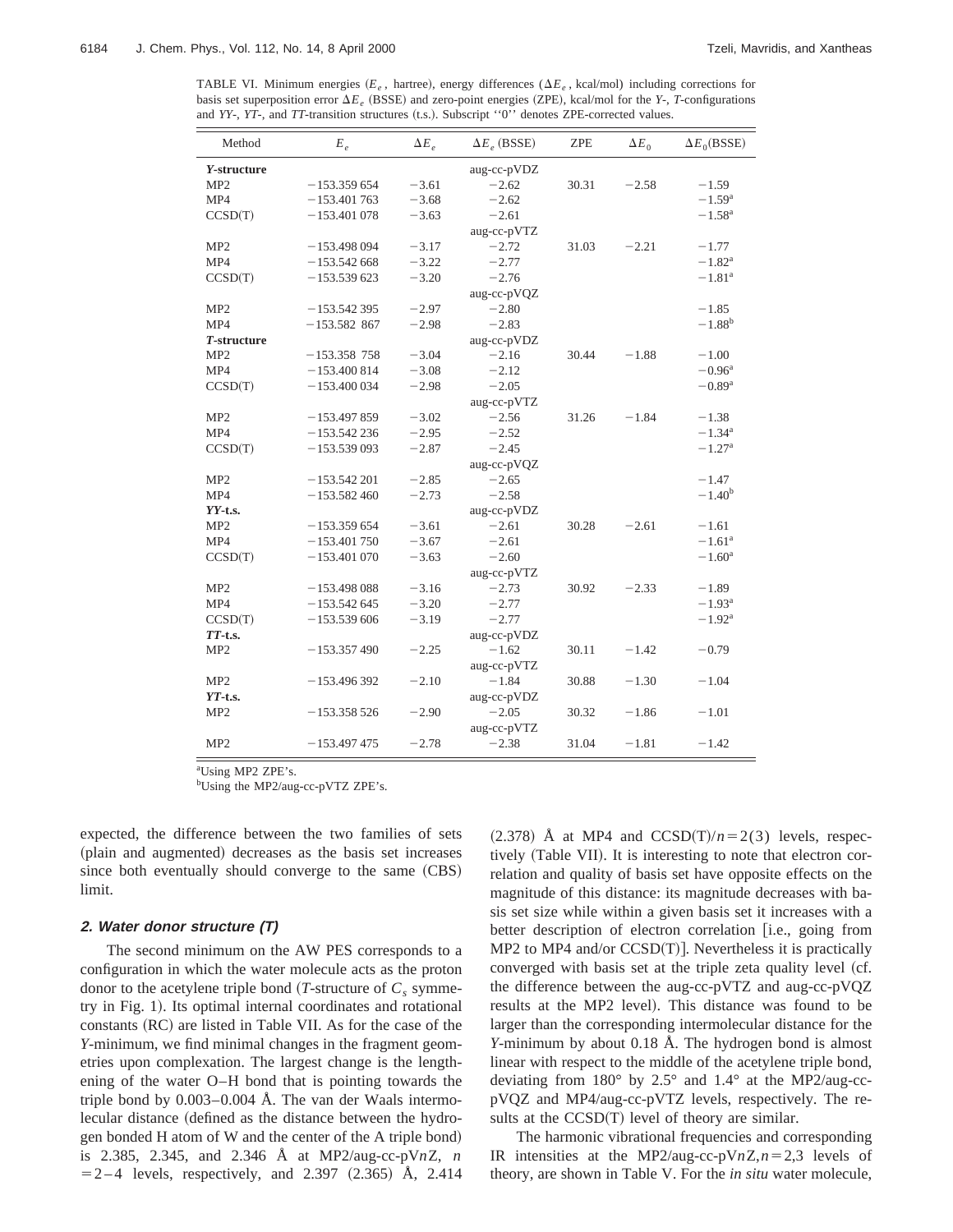TABLE VI. Minimum energies ($E_e$, hartree), energy differences ($\Delta E_e$, kcal/mol) including corrections for basis set superposition error $\Delta E_e$ (BSSE) and zero-point energies (ZPE), kcal/mol for the *Y*-, *T*-configurations and *YY*-, *YT*-, and *TT*-transition structures (t.s.). Subscript ''0'' denotes ZPE-corrected values.

| Method | $E_e$ | $\Delta E_e$ | $\Delta E_e$ (BSSE) | ZPE | $\Delta E_0$ | $\Delta E_0$(BSSE) |
|---|---|---|---|---|---|---|
| ***Y*-structure** | | | aug-cc-pVDZ | | | |
| MP2 | −153.359 654 | −3.61 | −2.62 | 30.31 | −2.58 | −1.59 |
| MP4 | −153.401 763 | −3.68 | −2.62 | | | −1.59[a] |
| CCSD(T) | −153.401 078 | −3.63 | −2.61 | | | −1.58[a] |
| | | | aug-cc-pVTZ | | | |
| MP2 | −153.498 094 | −3.17 | −2.72 | 31.03 | −2.21 | −1.77 |
| MP4 | −153.542 668 | −3.22 | −2.77 | | | −1.82[a] |
| CCSD(T) | −153.539 623 | −3.20 | −2.76 | | | −1.81[a] |
| | | | aug-cc-pVQZ | | | |
| MP2 | −153.542 395 | −2.97 | −2.80 | | | −1.85 |
| MP4 | −153.582 867 | −2.98 | −2.83 | | | −1.88[b] |
| ***T*-structure** | | | aug-cc-pVDZ | | | |
| MP2 | −153.358 758 | −3.04 | −2.16 | 30.44 | −1.88 | −1.00 |
| MP4 | −153.400 814 | −3.08 | −2.12 | | | −0.96[a] |
| CCSD(T) | −153.400 034 | −2.98 | −2.05 | | | −0.89[a] |
| | | | aug-cc-pVTZ | | | |
| MP2 | −153.497 859 | −3.02 | −2.56 | 31.26 | −1.84 | −1.38 |
| MP4 | −153.542 236 | −2.95 | −2.52 | | | −1.34[a] |
| CCSD(T) | −153.539 093 | −2.87 | −2.45 | | | −1.27[a] |
| | | | aug-cc-pVQZ | | | |
| MP2 | −153.542 201 | −2.85 | −2.65 | | | −1.47 |
| MP4 | −153.582 460 | −2.73 | −2.58 | | | −1.40[b] |
| ***YY*-t.s.** | | | aug-cc-pVDZ | | | |
| MP2 | −153.359 654 | −3.61 | −2.61 | 30.28 | −2.61 | −1.61 |
| MP4 | −153.401 750 | −3.67 | −2.61 | | | −1.61[a] |
| CCSD(T) | −153.401 070 | −3.63 | −2.60 | | | −1.60[a] |
| | | | aug-cc-pVTZ | | | |
| MP2 | −153.498 088 | −3.16 | −2.73 | 30.92 | −2.33 | −1.89 |
| MP4 | −153.542 645 | −3.20 | −2.77 | | | −1.93[a] |
| CCSD(T) | −153.539 606 | −3.19 | −2.77 | | | −1.92[a] |
| ***TT*-t.s.** | | | aug-cc-pVDZ | | | |
| MP2 | −153.357 490 | −2.25 | −1.62 | 30.11 | −1.42 | −0.79 |
| | | | aug-cc-pVTZ | | | |
| MP2 | −153.496 392 | −2.10 | −1.84 | 30.88 | −1.30 | −1.04 |
| ***YT*-t.s.** | | | aug-cc-pVDZ | | | |
| MP2 | −153.358 526 | −2.90 | −2.05 | 30.32 | −1.86 | −1.01 |
| | | | aug-cc-pVTZ | | | |
| MP2 | −153.497 475 | −2.78 | −2.38 | 31.04 | −1.81 | −1.42 |

[a]Using MP2 ZPE's.

[b]Using the MP2/aug-cc-pVTZ ZPE's.

expected, the difference between the two families of sets (plain and augmented) decreases as the basis set increases since both eventually should converge to the same (CBS) limit.

### 2. Water donor structure (T)

The second minimum on the AW PES corresponds to a configuration in which the water molecule acts as the proton donor to the acetylene triple bond (*T*-structure of $C_s$ symmetry in Fig. 1). Its optimal internal coordinates and rotational constants (RC) are listed in Table VII. As for the case of the *Y*-minimum, we find minimal changes in the fragment geometries upon complexation. The largest change is the lengthening of the water O–H bond that is pointing towards the triple bond by 0.003–0.004 Å. The van der Waals intermolecular distance (defined as the distance between the hydrogen bonded H atom of W and the center of the A triple bond) is 2.385, 2.345, and 2.346 Å at MP2/aug-cc-pV$n$Z, $n=2-4$ levels, respectively, and 2.397 (2.365) Å, 2.414 (2.378) Å at MP4 and CCSD(T)/$n=2(3)$ levels, respectively (Table VII). It is interesting to note that electron correlation and quality of basis set have opposite effects on the magnitude of this distance: its magnitude decreases with basis set size while within a given basis set it increases with a better description of electron correlation [i.e., going from MP2 to MP4 and/or CCSD(T)]. Nevertheless it is practically converged with basis set at the triple zeta quality level (cf. the difference between the aug-cc-pVTZ and aug-cc-pVQZ results at the MP2 level). This distance was found to be larger than the corresponding intermolecular distance for the *Y*-minimum by about 0.18 Å. The hydrogen bond is almost linear with respect to the middle of the acetylene triple bond, deviating from 180° by 2.5° and 1.4° at the MP2/aug-cc-pVQZ and MP4/aug-cc-pVTZ levels, respectively. The results at the CCSD(T) level of theory are similar.

The harmonic vibrational frequencies and corresponding IR intensities at the MP2/aug-cc-pV$n$Z, $n=2,3$ levels of theory, are shown in Table V. For the *in situ* water molecule,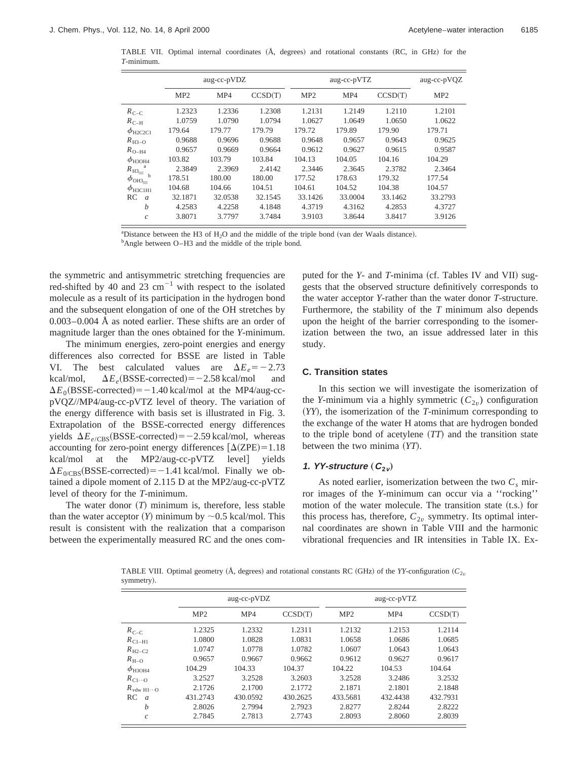TABLE VII. Optimal internal coordinates (Å, degrees) and rotational constants (RC, in GHz) for the *T*-minimum.

| | aug-cc-pVDZ | | | aug-cc-pVTZ | | | aug-cc-pVQZ |
|---|---|---|---|---|---|---|---|
| | MP2 | MP4 | CCSD(T) | MP2 | MP4 | CCSD(T) | MP2 |
| $R_{C-C}$ | 1.2323 | 1.2336 | 1.2308 | 1.2131 | 1.2149 | 1.2110 | 1.2101 |
| $R_{C-H}$ | 1.0759 | 1.0790 | 1.0794 | 1.0627 | 1.0649 | 1.0650 | 1.0622 |
| $\phi_{H2C2C1}$ | 179.64 | 179.77 | 179.79 | 179.72 | 179.89 | 179.90 | 179.71 |
| $R_{H3-O}$ | 0.9688 | 0.9696 | 0.9688 | 0.9648 | 0.9657 | 0.9643 | 0.9625 |
| $R_{O-H4}$ | 0.9657 | 0.9669 | 0.9664 | 0.9612 | 0.9627 | 0.9615 | 0.9587 |
| $\phi_{H3OH4}$ | 103.82 | 103.79 | 103.84 | 104.13 | 104.05 | 104.16 | 104.29 |
| $R_{H3\equiv}$ [a] | 2.3849 | 2.3969 | 2.4142 | 2.3446 | 2.3645 | 2.3782 | 2.3464 |
| $\phi_{OH3\equiv}$ [b] | 178.51 | 180.00 | 180.00 | 177.52 | 178.63 | 179.32 | 177.54 |
| $\phi_{H3C1H1}$ | 104.68 | 104.66 | 104.51 | 104.61 | 104.52 | 104.38 | 104.57 |
| RC *a* | 32.1871 | 32.0538 | 32.1545 | 33.1426 | 33.0004 | 33.1462 | 33.2793 |
| *b* | 4.2583 | 4.2258 | 4.1848 | 4.3719 | 4.3162 | 4.2853 | 4.3727 |
| *c* | 3.8071 | 3.7797 | 3.7484 | 3.9103 | 3.8644 | 3.8417 | 3.9126 |

[a]Distance between the H3 of $H_2O$ and the middle of the triple bond (van der Waals distance).
[b]Angle between O–H3 and the middle of the triple bond.

the symmetric and antisymmetric stretching frequencies are red-shifted by 40 and 23 $cm^{-1}$ with respect to the isolated molecule as a result of its participation in the hydrogen bond and the subsequent elongation of one of the OH stretches by 0.003–0.004 Å as noted earlier. These shifts are an order of magnitude larger than the ones obtained for the *Y*-minimum.

The minimum energies, zero-point energies and energy differences also corrected for BSSE are listed in Table VI. The best calculated values are $\Delta E_e = -2.73$ kcal/mol, $\Delta E_e$(BSSE-corrected) $= -2.58$ kcal/mol and $\Delta E_0$(BSSE-corrected) $= -1.40$ kcal/mol at the MP4/aug-cc-pVQZ//MP4/aug-cc-pVTZ level of theory. The variation of the energy difference with basis set is illustrated in Fig. 3. Extrapolation of the BSSE-corrected energy differences yields $\Delta E_{e/\mathrm{CBS}}$(BSSE-corrected) $= -2.59$ kcal/mol, whereas accounting for zero-point energy differences [$\Delta$(ZPE) $= 1.18$ kcal/mol at the MP2/aug-cc-pVTZ level] yields $\Delta E_{0/\mathrm{CBS}}$(BSSE-corrected) $= -1.41$ kcal/mol. Finally we obtained a dipole moment of 2.115 D at the MP2/aug-cc-pVTZ level of theory for the *T*-minimum.

The water donor (*T*) minimum is, therefore, less stable than the water acceptor (*Y*) minimum by ~0.5 kcal/mol. This result is consistent with the realization that a comparison between the experimentally measured RC and the ones computed for the *Y*- and *T*-minima (cf. Tables IV and VII) suggests that the observed structure definitively corresponds to the water acceptor *Y*-rather than the water donor *T*-structure. Furthermore, the stability of the *T* minimum also depends upon the height of the barrier corresponding to the isomerization between the two, an issue addressed later in this study.

### C. Transition states

In this section we will investigate the isomerization of the *Y*-minimum via a highly symmetric ($C_{2v}$) configuration (*YY*), the isomerization of the *T*-minimum corresponding to the exchange of the water H atoms that are hydrogen bonded to the triple bond of acetylene (*TT*) and the transition state between the two minima (*YT*).

#### 1. *YY*-structure ($C_{2v}$)

As noted earlier, isomerization between the two $C_s$ mirror images of the *Y*-minimum can occur via a "rocking" motion of the water molecule. The transition state (t.s.) for this process has, therefore, $C_{2v}$ symmetry. Its optimal internal coordinates are shown in Table VIII and the harmonic vibrational frequencies and IR intensities in Table IX. Ex-

TABLE VIII. Optimal geometry (Å, degrees) and rotational constants RC (GHz) of the *YY*-configuration ($C_{2v}$ symmetry).

| | aug-cc-pVDZ | | | aug-cc-pVTZ | | |
|---|---|---|---|---|---|---|
| | MP2 | MP4 | CCSD(T) | MP2 | MP4 | CCSD(T) |
| $R_{C-C}$ | 1.2325 | 1.2332 | 1.2311 | 1.2132 | 1.2153 | 1.2114 |
| $R_{C1-H1}$ | 1.0800 | 1.0828 | 1.0831 | 1.0658 | 1.0686 | 1.0685 |
| $R_{H2-C2}$ | 1.0747 | 1.0778 | 1.0782 | 1.0607 | 1.0643 | 1.0643 |
| $R_{H-O}$ | 0.9657 | 0.9667 | 0.9662 | 0.9612 | 0.9627 | 0.9617 |
| $\phi_{H3OH4}$ | 104.29 | 104.33 | 104.37 | 104.22 | 104.53 | 104.64 |
| $R_{C1\cdots O}$ | 3.2527 | 3.2528 | 3.2603 | 3.2528 | 3.2486 | 3.2532 |
| $R_{\mathrm{vdw}\ H1\cdots O}$ | 2.1726 | 2.1700 | 2.1772 | 2.1871 | 2.1801 | 2.1848 |
| RC *a* | 431.2743 | 430.0592 | 430.2625 | 433.5681 | 432.4438 | 432.7931 |
| *b* | 2.8026 | 2.7994 | 2.7923 | 2.8277 | 2.8244 | 2.8222 |
| *c* | 2.7845 | 2.7813 | 2.7743 | 2.8093 | 2.8060 | 2.8039 |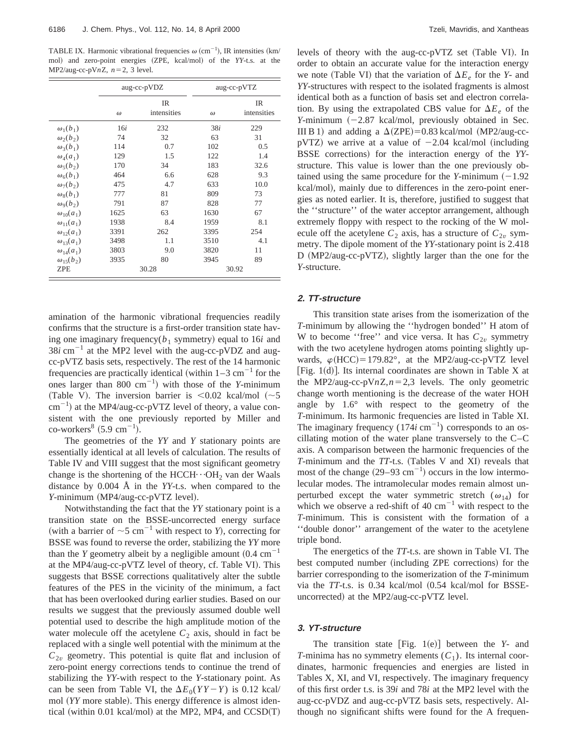TABLE IX. Harmonic vibrational frequencies $\omega$ (cm$^{-1}$), IR intensities (km/mol) and zero-point energies (ZPE, kcal/mol) of the *YY*-t.s. at the MP2/aug-cc-pV$n$Z, $n=2$, 3 level.

| | aug-cc-pVDZ | | aug-cc-pVTZ | |
|---|---|---|---|---|
| | $\omega$ | IR intensities | $\omega$ | IR intensities |
| $\omega_1(b_1)$ | 16$i$ | 232 | 38$i$ | 229 |
| $\omega_2(b_2)$ | 74 | 32 | 63 | 31 |
| $\omega_3(b_1)$ | 114 | 0.7 | 102 | 0.5 |
| $\omega_4(a_1)$ | 129 | 1.5 | 122 | 1.4 |
| $\omega_5(b_2)$ | 170 | 34 | 183 | 32.6 |
| $\omega_6(b_1)$ | 464 | 6.6 | 628 | 9.3 |
| $\omega_7(b_2)$ | 475 | 4.7 | 633 | 10.0 |
| $\omega_8(b_1)$ | 777 | 81 | 809 | 73 |
| $\omega_9(b_2)$ | 791 | 87 | 828 | 77 |
| $\omega_{10}(a_1)$ | 1625 | 63 | 1630 | 67 |
| $\omega_{11}(a_1)$ | 1938 | 8.4 | 1959 | 8.1 |
| $\omega_{12}(a_1)$ | 3391 | 262 | 3395 | 254 |
| $\omega_{13}(a_1)$ | 3498 | 1.1 | 3510 | 4.1 |
| $\omega_{14}(a_1)$ | 3803 | 9.0 | 3820 | 11 |
| $\omega_{15}(b_2)$ | 3935 | 80 | 3945 | 89 |
| ZPE | 30.28 | | 30.92 | |

amination of the harmonic vibrational frequencies readily confirms that the structure is a first-order transition state having one imaginary frequency($b_1$ symmetry) equal to 16$i$ and 38$i$ cm$^{-1}$ at the MP2 level with the aug-cc-pVDZ and aug-cc-pVTZ basis sets, respectively. The rest of the 14 harmonic frequencies are practically identical (within 1–3 cm$^{-1}$ for the ones larger than 800 cm$^{-1}$) with those of the *Y*-minimum (Table V). The inversion barrier is <0.02 kcal/mol (~5 cm$^{-1}$) at the MP4/aug-cc-pVTZ level of theory, a value consistent with the one previously reported by Miller and co-workers[8] (5.9 cm$^{-1}$).

The geometries of the *YY* and *Y* stationary points are essentially identical at all levels of calculation. The results of Table IV and VIII suggest that the most significant geometry change is the shortening of the HCCH···$OH_2$ van der Waals distance by 0.004 Å in the *YY*-t.s. when compared to the *Y*-minimum (MP4/aug-cc-pVTZ level).

Notwithstanding the fact that the *YY* stationary point is a transition state on the BSSE-uncorrected energy surface (with a barrier of ~5 cm$^{-1}$ with respect to *Y*), correcting for BSSE was found to reverse the order, stabilizing the *YY* more than the *Y* geometry albeit by a negligible amount (0.4 cm$^{-1}$ at the MP4/aug-cc-pVTZ level of theory, cf. Table VI). This suggests that BSSE corrections qualitatively alter the subtle features of the PES in the vicinity of the minimum, a fact that has been overlooked during earlier studies. Based on our results we suggest that the previously assumed double well potential used to describe the high amplitude motion of the water molecule off the acetylene $C_2$ axis, should in fact be replaced with a single well potential with the minimum at the $C_{2v}$ geometry. This potential is quite flat and inclusion of zero-point energy corrections tends to continue the trend of stabilizing the *YY*-with respect to the *Y*-stationary point. As can be seen from Table VI, the $\Delta E_0(YY-Y)$ is 0.12 kcal/mol (*YY* more stable). This energy difference is almost identical (within 0.01 kcal/mol) at the MP2, MP4, and CCSD(T) levels of theory with the aug-cc-pVTZ set (Table VI). In order to obtain an accurate value for the interaction energy we note (Table VI) that the variation of $\Delta E_e$ for the *Y*- and *YY*-structures with respect to the isolated fragments is almost identical both as a function of basis set and electron correlation. By using the extrapolated CBS value for $\Delta E_e$ of the *Y*-minimum (−2.87 kcal/mol, previously obtained in Sec. III B 1) and adding a $\Delta$(ZPE)=0.83 kcal/mol (MP2/aug-cc-pVTZ) we arrive at a value of −2.04 kcal/mol (including BSSE corrections) for the interaction energy of the *YY*-structure. This value is lower than the one previously obtained using the same procedure for the *Y*-minimum (−1.92 kcal/mol), mainly due to differences in the zero-point energies as noted earlier. It is, therefore, justified to suggest that the ''structure'' of the water acceptor arrangement, although extremely floppy with respect to the rocking of the W molecule off the acetylene $C_2$ axis, has a structure of $C_{2v}$ symmetry. The dipole moment of the *YY*-stationary point is 2.418 D (MP2/aug-cc-pVTZ), slightly larger than the one for the *Y*-structure.

### 2. *TT*-structure

This transition state arises from the isomerization of the *T*-minimum by allowing the ''hydrogen bonded'' H atom of W to become ''free'' and vice versa. It has $C_{2v}$ symmetry with the two acetylene hydrogen atoms pointing slightly upwards, $\varphi$(HCC)=179.82°, at the MP2/aug-cc-pVTZ level [Fig. 1(d)]. Its internal coordinates are shown in Table X at the MP2/aug-cc-pV$n$Z,$n=2$,3 levels. The only geometric change worth mentioning is the decrease of the water HOH angle by 1.6° with respect to the geometry of the *T*-minimum. Its harmonic frequencies are listed in Table XI. The imaginary frequency (174$i$ cm$^{-1}$) corresponds to an oscillating motion of the water plane transversely to the C–C axis. A comparison between the harmonic frequencies of the *T*-minimum and the *TT*-t.s. (Tables V and XI) reveals that most of the change (29–93 cm$^{-1}$) occurs in the low intermolecular modes. The intramolecular modes remain almost unperturbed except the water symmetric stretch ($\omega_{14}$) for which we observe a red-shift of 40 cm$^{-1}$ with respect to the *T*-minimum. This is consistent with the formation of a ''double donor'' arrangement of the water to the acetylene triple bond.

The energetics of the *TT*-t.s. are shown in Table VI. The best computed number (including ZPE corrections) for the barrier corresponding to the isomerization of the *T*-minimum via the *TT*-t.s. is 0.34 kcal/mol (0.54 kcal/mol for BSSE-uncorrected) at the MP2/aug-cc-pVTZ level.

### 3. *YT*-structure

The transition state [Fig. 1(e)] between the *Y*- and *T*-minima has no symmetry elements ($C_1$). Its internal coordinates, harmonic frequencies and energies are listed in Tables X, XI, and VI, respectively. The imaginary frequency of this first order t.s. is 39$i$ and 78$i$ at the MP2 level with the aug-cc-pVDZ and aug-cc-pVTZ basis sets, respectively. Although no significant shifts were found for the A frequen-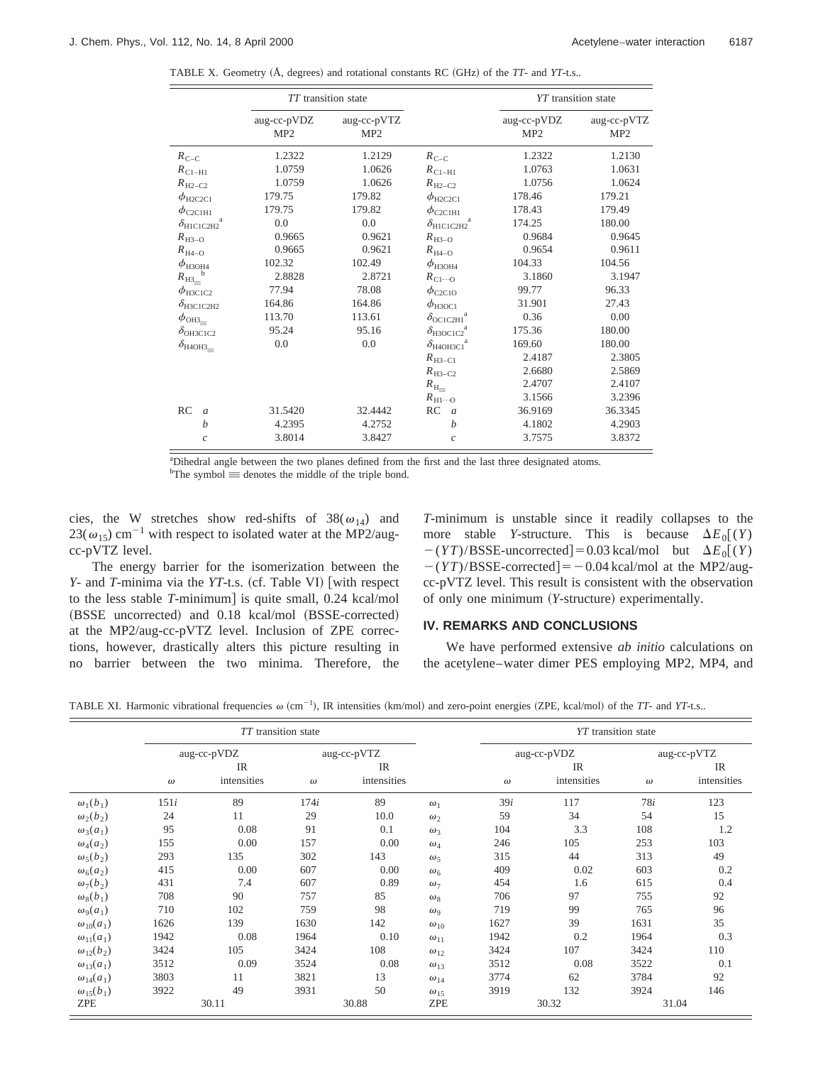TABLE X. Geometry (Å, degrees) and rotational constants RC (GHz) of the *TT*- and *YT*-t.s..

| | *TT* transition state | | | *YT* transition state | |
|---|---|---|---|---|---|
| | aug-cc-pVDZ MP2 | aug-cc-pVTZ MP2 | | aug-cc-pVDZ MP2 | aug-cc-pVTZ MP2 |
| $R_{C-C}$ | 1.2322 | 1.2129 | $R_{C-C}$ | 1.2322 | 1.2130 |
| $R_{C1-H1}$ | 1.0759 | 1.0626 | $R_{C1-H1}$ | 1.0763 | 1.0631 |
| $R_{H2-C2}$ | 1.0759 | 1.0626 | $R_{H2-C2}$ | 1.0756 | 1.0624 |
| $\phi_{H2C2C1}$ | 179.75 | 179.82 | $\phi_{H2C2C1}$ | 178.46 | 179.21 |
| $\phi_{C2C1H1}$ | 179.75 | 179.82 | $\phi_{C2C1H1}$ | 178.43 | 179.49 |
| $\delta_{H1C1C2H2}$ [a] | 0.0 | 0.0 | $\delta_{H1C1C2H2}$ [a] | 174.25 | 180.00 |
| $R_{H3-O}$ | 0.9665 | 0.9621 | $R_{H3-O}$ | 0.9684 | 0.9645 |
| $R_{H4-O}$ | 0.9665 | 0.9621 | $R_{H4-O}$ | 0.9654 | 0.9611 |
| $\phi_{H3OH4}$ | 102.32 | 102.49 | $\phi_{H3OH4}$ | 104.33 | 104.56 |
| $R_{H3\equiv}$ [b] | 2.8828 | 2.8721 | $R_{C1\cdots O}$ | 3.1860 | 3.1947 |
| $\phi_{H3C1C2}$ | 77.94 | 78.08 | $\phi_{C2C1O}$ | 99.77 | 96.33 |
| $\delta_{H3C1C2H2}$ | 164.86 | 164.86 | $\phi_{H3OC1}$ | 31.901 | 27.43 |
| $\phi_{OH3\equiv}$ | 113.70 | 113.61 | $\delta_{OC1C2H1}$ [a] | 0.36 | 0.00 |
| $\delta_{OH3C1C2}$ | 95.24 | 95.16 | $\delta_{H3OC1C2}$ [a] | 175.36 | 180.00 |
| $\delta_{H4OH3\equiv}$ | 0.0 | 0.0 | $\delta_{H4OH3C1}$ [a] | 169.60 | 180.00 |
| | | | $R_{H3-C1}$ | 2.4187 | 2.3805 |
| | | | $R_{H3-C2}$ | 2.6680 | 2.5869 |
| | | | $R_{H\equiv}$ | 2.4707 | 2.4107 |
| | | | $R_{H1\cdots O}$ | 3.1566 | 3.2396 |
| RC *a* | 31.5420 | 32.4442 | RC *a* | 36.9169 | 36.3345 |
| *b* | 4.2395 | 4.2752 | *b* | 4.1802 | 4.2903 |
| *c* | 3.8014 | 3.8427 | *c* | 3.7575 | 3.8372 |

[a] Dihedral angle between the two planes defined from the first and the last three designated atoms.
[b] The symbol ≡ denotes the middle of the triple bond.

cies, the W stretches show red-shifts of $38(\omega_{14})$ and $23(\omega_{15})$ cm$^{-1}$ with respect to isolated water at the MP2/aug-cc-pVTZ level.

The energy barrier for the isomerization between the *Y*- and *T*-minima via the *YT*-t.s. (cf. Table VI) [with respect to the less stable *T*-minimum] is quite small, 0.24 kcal/mol (BSSE uncorrected) and 0.18 kcal/mol (BSSE-corrected) at the MP2/aug-cc-pVTZ level. Inclusion of ZPE corrections, however, drastically alters this picture resulting in no barrier between the two minima. Therefore, the *T*-minimum is unstable since it readily collapses to the more stable *Y*-structure. This is because $\Delta E_0[(Y)-(YT)/\text{BSSE-uncorrected}]=0.03$ kcal/mol but $\Delta E_0[(Y)-(YT)/\text{BSSE-corrected}]=-0.04$ kcal/mol at the MP2/aug-cc-pVTZ level. This result is consistent with the observation of only one minimum (*Y*-structure) experimentally.

## IV. REMARKS AND CONCLUSIONS

We have performed extensive *ab initio* calculations on the acetylene–water dimer PES employing MP2, MP4, and

TABLE XI. Harmonic vibrational frequencies $\omega$ (cm$^{-1}$), IR intensities (km/mol) and zero-point energies (ZPE, kcal/mol) of the *TT*- and *YT*-t.s..

| | *TT* transition state | | | | | *YT* transition state | | | |
|---|---|---|---|---|---|---|---|---|---|
| | aug-cc-pVDZ | | aug-cc-pVTZ | | | aug-cc-pVDZ | | aug-cc-pVTZ | |
| | $\omega$ | IR intensities | $\omega$ | IR intensities | | $\omega$ | IR intensities | $\omega$ | IR intensities |
| $\omega_1(b_1)$ | 151*i* | 89 | 174*i* | 89 | $\omega_1$ | 39*i* | 117 | 78*i* | 123 |
| $\omega_2(b_2)$ | 24 | 11 | 29 | 10.0 | $\omega_2$ | 59 | 34 | 54 | 15 |
| $\omega_3(a_1)$ | 95 | 0.08 | 91 | 0.1 | $\omega_3$ | 104 | 3.3 | 108 | 1.2 |
| $\omega_4(a_2)$ | 155 | 0.00 | 157 | 0.00 | $\omega_4$ | 246 | 105 | 253 | 103 |
| $\omega_5(b_2)$ | 293 | 135 | 302 | 143 | $\omega_5$ | 315 | 44 | 313 | 49 |
| $\omega_6(a_2)$ | 415 | 0.00 | 607 | 0.00 | $\omega_6$ | 409 | 0.02 | 603 | 0.2 |
| $\omega_7(b_2)$ | 431 | 7.4 | 607 | 0.89 | $\omega_7$ | 454 | 1.6 | 615 | 0.4 |
| $\omega_8(b_1)$ | 708 | 90 | 757 | 85 | $\omega_8$ | 706 | 97 | 755 | 92 |
| $\omega_9(a_1)$ | 710 | 102 | 759 | 98 | $\omega_9$ | 719 | 99 | 765 | 96 |
| $\omega_{10}(a_1)$ | 1626 | 139 | 1630 | 142 | $\omega_{10}$ | 1627 | 39 | 1631 | 35 |
| $\omega_{11}(a_1)$ | 1942 | 0.08 | 1964 | 0.10 | $\omega_{11}$ | 1942 | 0.2 | 1964 | 0.3 |
| $\omega_{12}(b_2)$ | 3424 | 105 | 3424 | 108 | $\omega_{12}$ | 3424 | 107 | 3424 | 110 |
| $\omega_{13}(a_1)$ | 3512 | 0.09 | 3524 | 0.08 | $\omega_{13}$ | 3512 | 0.08 | 3522 | 0.1 |
| $\omega_{14}(a_1)$ | 3803 | 11 | 3821 | 13 | $\omega_{14}$ | 3774 | 62 | 3784 | 92 |
| $\omega_{15}(b_1)$ | 3922 | 49 | 3931 | 50 | $\omega_{15}$ | 3919 | 132 | 3924 | 146 |
| ZPE | 30.11 | | 30.88 | | ZPE | 30.32 | | 31.04 | |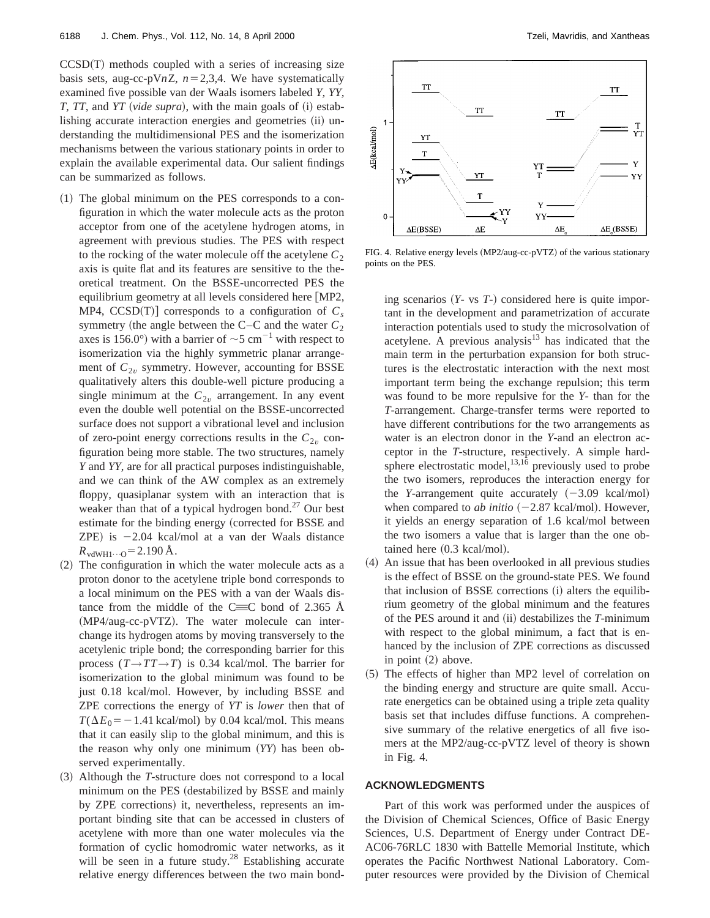CCSD(T) methods coupled with a series of increasing size basis sets, aug-cc-pV$n$Z, $n=2,3,4$. We have systematically examined five possible van der Waals isomers labeled *Y*, *YY*, *T*, *TT*, and *YT* (*vide supra*), with the main goals of (i) establishing accurate interaction energies and geometries (ii) understanding the multidimensional PES and the isomerization mechanisms between the various stationary points in order to explain the available experimental data. Our salient findings can be summarized as follows.

(1) The global minimum on the PES corresponds to a configuration in which the water molecule acts as the proton acceptor from one of the acetylene hydrogen atoms, in agreement with previous studies. The PES with respect to the rocking of the water molecule off the acetylene $C_2$ axis is quite flat and its features are sensitive to the theoretical treatment. On the BSSE-uncorrected PES the equilibrium geometry at all levels considered here [MP2, MP4, CCSD(T)] corresponds to a configuration of $C_s$ symmetry (the angle between the C–C and the water $C_2$ axes is 156.0°) with a barrier of ~5 cm$^{-1}$ with respect to isomerization via the highly symmetric planar arrangement of $C_{2v}$ symmetry. However, accounting for BSSE qualitatively alters this double-well picture producing a single minimum at the $C_{2v}$ arrangement. In any event even the double well potential on the BSSE-uncorrected surface does not support a vibrational level and inclusion of zero-point energy corrections results in the $C_{2v}$ configuration being more stable. The two structures, namely *Y* and *YY*, are for all practical purposes indistinguishable, and we can think of the AW complex as an extremely floppy, quasiplanar system with an interaction that is weaker than that of a typical hydrogen bond.[27] Our best estimate for the binding energy (corrected for BSSE and ZPE) is −2.04 kcal/mol at a van der Waals distance $R_{\mathrm{vdWH1\cdots O}}=2.190$ Å.

(2) The configuration in which the water molecule acts as a proton donor to the acetylene triple bond corresponds to a local minimum on the PES with a van der Waals distance from the middle of the C≡C bond of 2.365 Å (MP4/aug-cc-pVTZ). The water molecule can interchange its hydrogen atoms by moving transversely to the acetylenic triple bond; the corresponding barrier for this process ($T\rightarrow TT\rightarrow T$) is 0.34 kcal/mol. The barrier for isomerization to the global minimum was found to be just 0.18 kcal/mol. However, by including BSSE and ZPE corrections the energy of *YT* is *lower* then that of $T(\Delta E_0=-1.41$ kcal/mol$)$ by 0.04 kcal/mol. This means that it can easily slip to the global minimum, and this is the reason why only one minimum (*YY*) has been observed experimentally.

(3) Although the *T*-structure does not correspond to a local minimum on the PES (destabilized by BSSE and mainly by ZPE corrections) it, nevertheless, represents an important binding site that can be accessed in clusters of acetylene with more than one water molecules via the formation of cyclic homodromic water networks, as it will be seen in a future study.[28] Establishing accurate relative energy differences between the two main bonding scenarios (*Y*- vs *T*-) considered here is quite important in the development and parametrization of accurate interaction potentials used to study the microsolvation of acetylene. A previous analysis[13] has indicated that the main term in the perturbation expansion for both structures is the electrostatic interaction with the next most important term being the exchange repulsion; this term was found to be more repulsive for the *Y*- than for the *T*-arrangement. Charge-transfer terms were reported to have different contributions for the two arrangements as water is an electron donor in the *Y*-and an electron acceptor in the *T*-structure, respectively. A simple hard-sphere electrostatic model,[13,16] previously used to probe the two isomers, reproduces the interaction energy for the *Y*-arrangement quite accurately (−3.09 kcal/mol) when compared to *ab initio* (−2.87 kcal/mol). However, it yields an energy separation of 1.6 kcal/mol between the two isomers a value that is larger than the one obtained here (0.3 kcal/mol).

(4) An issue that has been overlooked in all previous studies is the effect of BSSE on the ground-state PES. We found that inclusion of BSSE corrections (i) alters the equilibrium geometry of the global minimum and the features of the PES around it and (ii) destabilizes the *T*-minimum with respect to the global minimum, a fact that is enhanced by the inclusion of ZPE corrections as discussed in point (2) above.

(5) The effects of higher than MP2 level of correlation on the binding energy and structure are quite small. Accurate energetics can be obtained using a triple zeta quality basis set that includes diffuse functions. A comprehensive summary of the relative energetics of all five isomers at the MP2/aug-cc-pVTZ level of theory is shown in Fig. 4.

FIG. 4. Relative energy levels (MP2/aug-cc-pVTZ) of the various stationary points on the PES.

## ACKNOWLEDGMENTS

Part of this work was performed under the auspices of the Division of Chemical Sciences, Office of Basic Energy Sciences, U.S. Department of Energy under Contract DE-AC06-76RLC 1830 with Battelle Memorial Institute, which operates the Pacific Northwest National Laboratory. Computer resources were provided by the Division of Chemical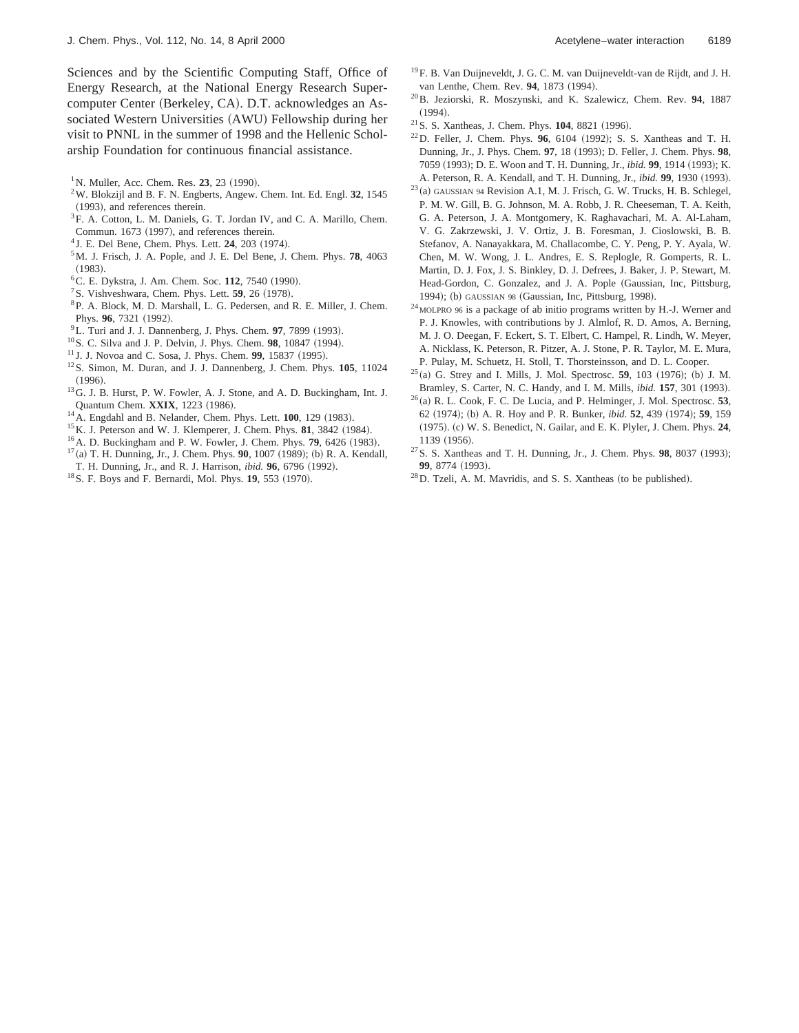Sciences and by the Scientific Computing Staff, Office of Energy Research, at the National Energy Research Supercomputer Center (Berkeley, CA). D.T. acknowledges an Associated Western Universities (AWU) Fellowship during her visit to PNNL in the summer of 1998 and the Hellenic Scholarship Foundation for continuous financial assistance.

[1] N. Muller, Acc. Chem. Res. **23**, 23 (1990).
[2] W. Blokzijl and B. F. N. Engberts, Angew. Chem. Int. Ed. Engl. **32**, 1545 (1993), and references therein.
[3] F. A. Cotton, L. M. Daniels, G. T. Jordan IV, and C. A. Marillo, Chem. Commun. 1673 (1997), and references therein.
[4] J. E. Del Bene, Chem. Phys. Lett. **24**, 203 (1974).
[5] M. J. Frisch, J. A. Pople, and J. E. Del Bene, J. Chem. Phys. **78**, 4063 (1983).
[6] C. E. Dykstra, J. Am. Chem. Soc. **112**, 7540 (1990).
[7] S. Vishveshwara, Chem. Phys. Lett. **59**, 26 (1978).
[8] P. A. Block, M. D. Marshall, L. G. Pedersen, and R. E. Miller, J. Chem. Phys. **96**, 7321 (1992).
[9] L. Turi and J. J. Dannenberg, J. Phys. Chem. **97**, 7899 (1993).
[10] S. C. Silva and J. P. Delvin, J. Phys. Chem. **98**, 10847 (1994).
[11] J. J. Novoa and C. Sosa, J. Phys. Chem. **99**, 15837 (1995).
[12] S. Simon, M. Duran, and J. J. Dannenberg, J. Chem. Phys. **105**, 11024 (1996).
[13] G. J. B. Hurst, P. W. Fowler, A. J. Stone, and A. D. Buckingham, Int. J. Quantum Chem. **XXIX**, 1223 (1986).
[14] A. Engdahl and B. Nelander, Chem. Phys. Lett. **100**, 129 (1983).
[15] K. J. Peterson and W. J. Klemperer, J. Chem. Phys. **81**, 3842 (1984).
[16] A. D. Buckingham and P. W. Fowler, J. Chem. Phys. **79**, 6426 (1983).
[17] (a) T. H. Dunning, Jr., J. Chem. Phys. **90**, 1007 (1989); (b) R. A. Kendall, T. H. Dunning, Jr., and R. J. Harrison, *ibid.* **96**, 6796 (1992).
[18] S. F. Boys and F. Bernardi, Mol. Phys. **19**, 553 (1970).
[19] F. B. Van Duijneveldt, J. G. C. M. van Duijneveldt-van de Rijdt, and J. H. van Lenthe, Chem. Rev. **94**, 1873 (1994).
[20] B. Jeziorski, R. Moszynski, and K. Szalewicz, Chem. Rev. **94**, 1887 (1994).
[21] S. S. Xantheas, J. Chem. Phys. **104**, 8821 (1996).
[22] D. Feller, J. Chem. Phys. **96**, 6104 (1992); S. S. Xantheas and T. H. Dunning, Jr., J. Phys. Chem. **97**, 18 (1993); D. Feller, J. Chem. Phys. **98**, 7059 (1993); D. E. Woon and T. H. Dunning, Jr., *ibid.* **99**, 1914 (1993); K. A. Peterson, R. A. Kendall, and T. H. Dunning, Jr., *ibid.* **99**, 1930 (1993).
[23] (a) GAUSSIAN 94 Revision A.1, M. J. Frisch, G. W. Trucks, H. B. Schlegel, P. M. W. Gill, B. G. Johnson, M. A. Robb, J. R. Cheeseman, T. A. Keith, G. A. Peterson, J. A. Montgomery, K. Raghavachari, M. A. Al-Laham, V. G. Zakrzewski, J. V. Ortiz, J. B. Foresman, J. Cioslowski, B. B. Stefanov, A. Nanayakkara, M. Challacombe, C. Y. Peng, P. Y. Ayala, W. Chen, M. W. Wong, J. L. Andres, E. S. Replogle, R. Gomperts, R. L. Martin, D. J. Fox, J. S. Binkley, D. J. Defrees, J. Baker, J. P. Stewart, M. Head-Gordon, C. Gonzalez, and J. A. Pople (Gaussian, Inc, Pittsburg, 1994); (b) GAUSSIAN 98 (Gaussian, Inc, Pittsburg, 1998).
[24] MOLPRO 96 is a package of ab initio programs written by H.-J. Werner and P. J. Knowles, with contributions by J. Almlof, R. D. Amos, A. Berning, M. J. O. Deegan, F. Eckert, S. T. Elbert, C. Hampel, R. Lindh, W. Meyer, A. Nicklass, K. Peterson, R. Pitzer, A. J. Stone, P. R. Taylor, M. E. Mura, P. Pulay, M. Schuetz, H. Stoll, T. Thorsteinsson, and D. L. Cooper.
[25] (a) G. Strey and I. Mills, J. Mol. Spectrosc. **59**, 103 (1976); (b) J. M. Bramley, S. Carter, N. C. Handy, and I. M. Mills, *ibid.* **157**, 301 (1993).
[26] (a) R. L. Cook, F. C. De Lucia, and P. Helminger, J. Mol. Spectrosc. **53**, 62 (1974); (b) A. R. Hoy and P. R. Bunker, *ibid.* **52**, 439 (1974); **59**, 159 (1975). (c) W. S. Benedict, N. Gailar, and E. K. Plyler, J. Chem. Phys. **24**, 1139 (1956).
[27] S. S. Xantheas and T. H. Dunning, Jr., J. Chem. Phys. **98**, 8037 (1993); **99**, 8774 (1993).
[28] D. Tzeli, A. M. Mavridis, and S. S. Xantheas (to be published).